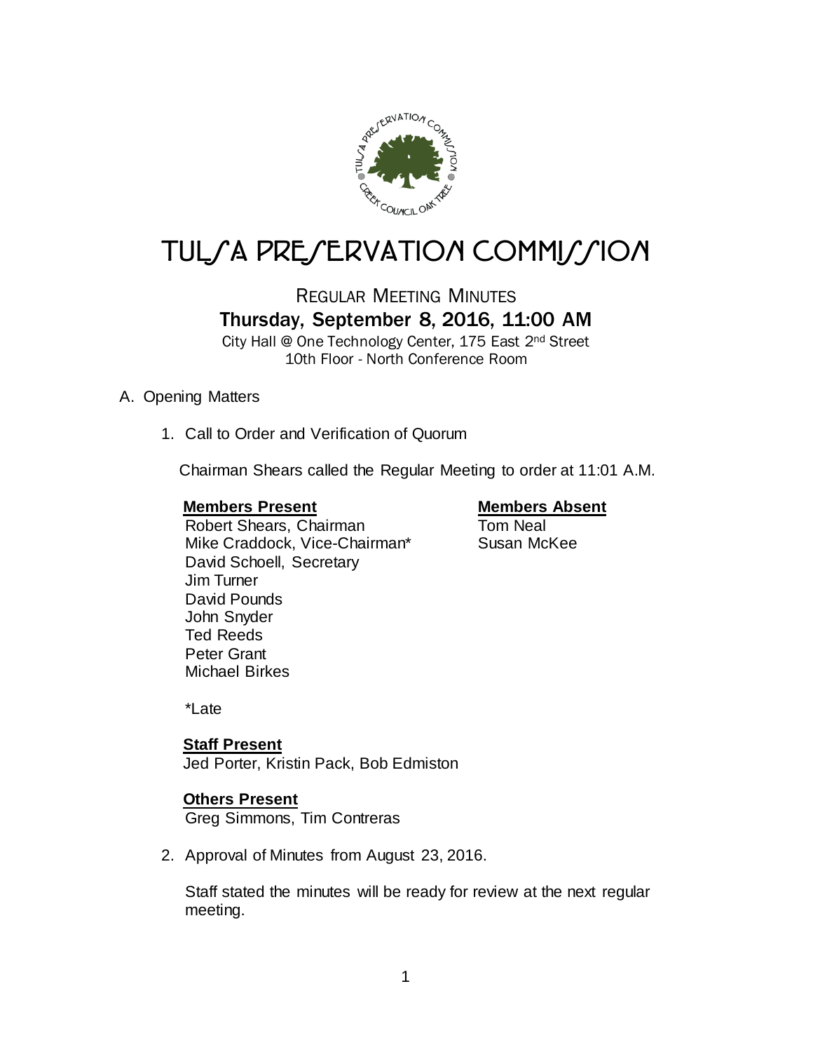# TULSA PRESERVATION COMMISSION

## REGULAR MEETING MINUTES

### Thursday, September 8, 2016, 11:00 AM

City Hall @ One Technology Center, 175 East 2nd Street
10th Floor - North Conference Room

A. Opening Matters

1. Call to Order and Verification of Quorum

   Chairman Shears called the Regular Meeting to order at 11:01 A.M.

   **Members Present**
   Robert Shears, Chairman
   Mike Craddock, Vice-Chairman*
   David Schoell, Secretary
   Jim Turner
   David Pounds
   John Snyder
   Ted Reeds
   Peter Grant
   Michael Birkes

   **Members Absent**
   Tom Neal
   Susan McKee

   *Late

   **Staff Present**
   Jed Porter, Kristin Pack, Bob Edmiston

   **Others Present**
   Greg Simmons, Tim Contreras

2. Approval of Minutes from August 23, 2016.

   Staff stated the minutes will be ready for review at the next regular meeting.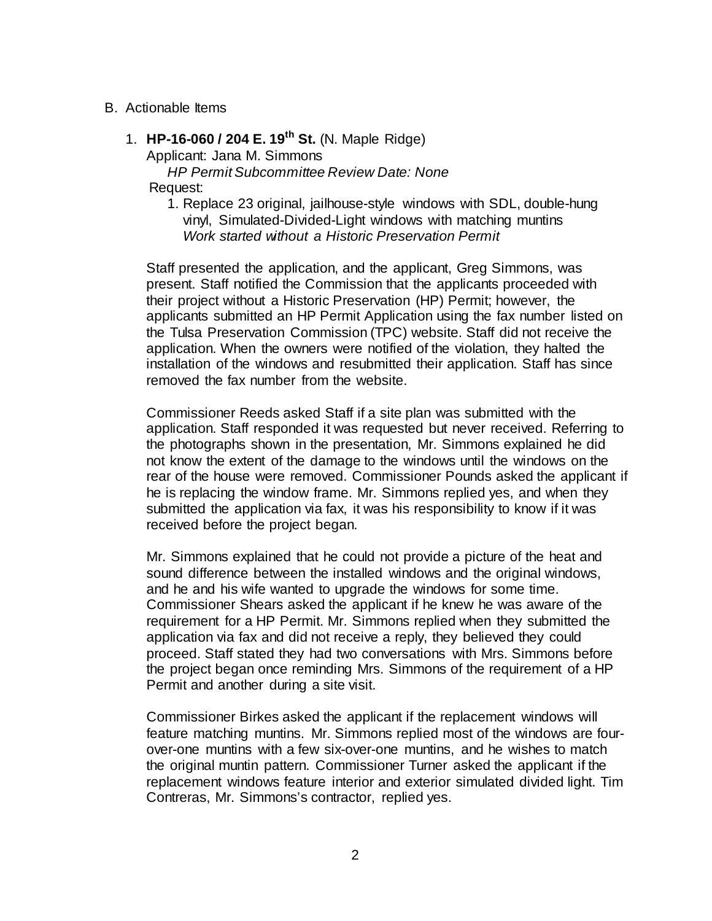B. Actionable Items

1. **HP-16-060 / 204 E. 19th St.** (N. Maple Ridge)
   Applicant: Jana M. Simmons
   *HP Permit Subcommittee Review Date: None*
   Request:
   1. Replace 23 original, jailhouse-style windows with SDL, double-hung vinyl, Simulated-Divided-Light windows with matching muntins
      *Work started without a Historic Preservation Permit*

   Staff presented the application, and the applicant, Greg Simmons, was present. Staff notified the Commission that the applicants proceeded with their project without a Historic Preservation (HP) Permit; however, the applicants submitted an HP Permit Application using the fax number listed on the Tulsa Preservation Commission (TPC) website. Staff did not receive the application. When the owners were notified of the violation, they halted the installation of the windows and resubmitted their application. Staff has since removed the fax number from the website.

   Commissioner Reeds asked Staff if a site plan was submitted with the application. Staff responded it was requested but never received. Referring to the photographs shown in the presentation, Mr. Simmons explained he did not know the extent of the damage to the windows until the windows on the rear of the house were removed. Commissioner Pounds asked the applicant if he is replacing the window frame. Mr. Simmons replied yes, and when they submitted the application via fax, it was his responsibility to know if it was received before the project began.

   Mr. Simmons explained that he could not provide a picture of the heat and sound difference between the installed windows and the original windows, and he and his wife wanted to upgrade the windows for some time. Commissioner Shears asked the applicant if he knew he was aware of the requirement for a HP Permit. Mr. Simmons replied when they submitted the application via fax and did not receive a reply, they believed they could proceed. Staff stated they had two conversations with Mrs. Simmons before the project began once reminding Mrs. Simmons of the requirement of a HP Permit and another during a site visit.

   Commissioner Birkes asked the applicant if the replacement windows will feature matching muntins. Mr. Simmons replied most of the windows are four-over-one muntins with a few six-over-one muntins, and he wishes to match the original muntin pattern. Commissioner Turner asked the applicant if the replacement windows feature interior and exterior simulated divided light. Tim Contreras, Mr. Simmons's contractor, replied yes.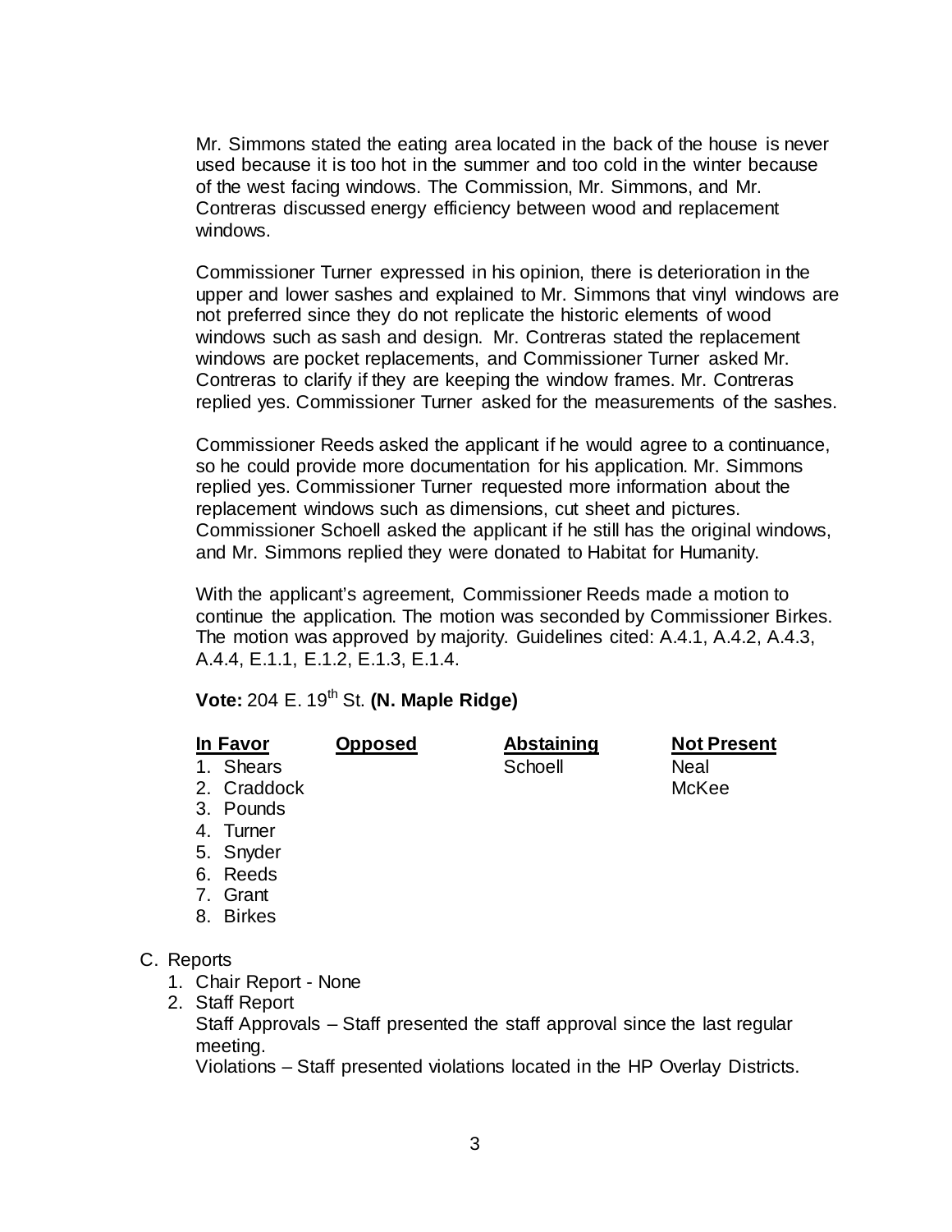Mr. Simmons stated the eating area located in the back of the house is never used because it is too hot in the summer and too cold in the winter because of the west facing windows. The Commission, Mr. Simmons, and Mr. Contreras discussed energy efficiency between wood and replacement windows.

Commissioner Turner expressed in his opinion, there is deterioration in the upper and lower sashes and explained to Mr. Simmons that vinyl windows are not preferred since they do not replicate the historic elements of wood windows such as sash and design. Mr. Contreras stated the replacement windows are pocket replacements, and Commissioner Turner asked Mr. Contreras to clarify if they are keeping the window frames. Mr. Contreras replied yes. Commissioner Turner asked for the measurements of the sashes.

Commissioner Reeds asked the applicant if he would agree to a continuance, so he could provide more documentation for his application. Mr. Simmons replied yes. Commissioner Turner requested more information about the replacement windows such as dimensions, cut sheet and pictures. Commissioner Schoell asked the applicant if he still has the original windows, and Mr. Simmons replied they were donated to Habitat for Humanity.

With the applicant's agreement, Commissioner Reeds made a motion to continue the application. The motion was seconded by Commissioner Birkes. The motion was approved by majority. Guidelines cited: A.4.1, A.4.2, A.4.3, A.4.4, E.1.1, E.1.2, E.1.3, E.1.4.

**Vote:** 204 E. 19th St. **(N. Maple Ridge)**

| In Favor | Opposed | Abstaining | Not Present |
|---|---|---|---|
| 1. Shears | | Schoell | Neal |
| 2. Craddock | | | McKee |
| 3. Pounds | | | |
| 4. Turner | | | |
| 5. Snyder | | | |
| 6. Reeds | | | |
| 7. Grant | | | |
| 8. Birkes | | | |

C. Reports

1. Chair Report - None
2. Staff Report

   Staff Approvals – Staff presented the staff approval since the last regular meeting.

   Violations – Staff presented violations located in the HP Overlay Districts.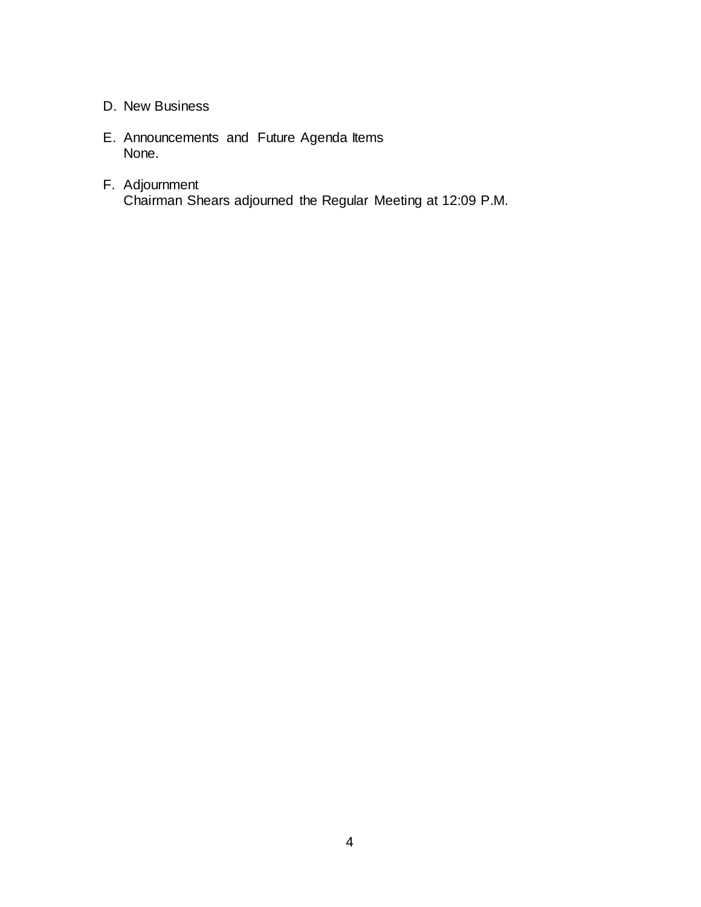D. New Business

E. Announcements and Future Agenda Items
   None.

F. Adjournment
   Chairman Shears adjourned the Regular Meeting at 12:09 P.M.